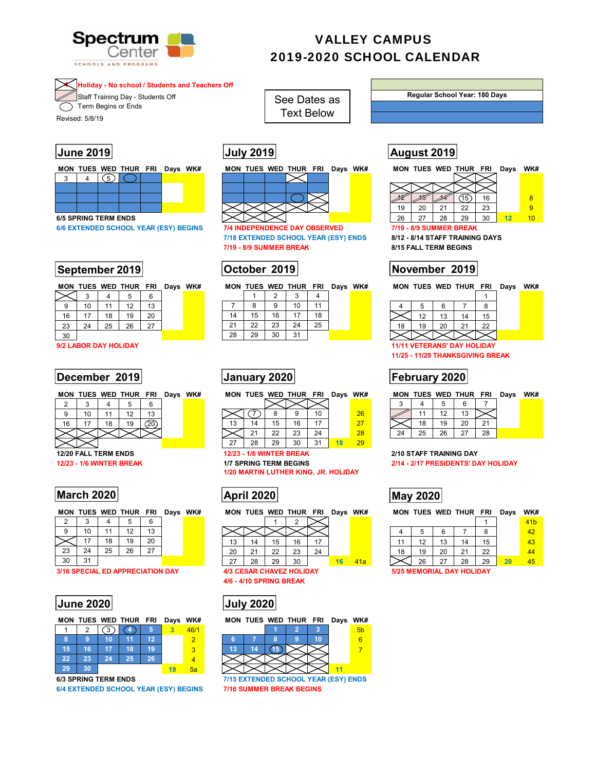Spectrum Center
SCHOOLS AND PROGRAMS

# VALLEY CAMPUS
# 2019-2020 SCHOOL CALENDAR

Holiday - No school / Students and Teachers Off
Staff Training Day - Students Off
Term Begins or Ends

Revised: 5/8/19

See Dates as Text Below

Regular School Year: 180 Days

## June 2019

| MON | TUES | WED | THUR | FRI | Days | WK# |
|---|---|---|---|---|---|---|
| 3 | 4 | 5 | | | | |
| | | | | | | |
| | | | | | | |
| | | | | | | |

6/5 SPRING TERM ENDS
6/6 EXTENDED SCHOOL YEAR (ESY) BEGINS

## July 2019

| MON | TUES | WED | THUR | FRI | Days | WK# |
|---|---|---|---|---|---|---|
| | | | | | | |
| | | | | | | |
| | | | | | | |
| | | | | | | |

7/4 INDEPENDENCE DAY OBSERVED
7/18 EXTENDED SCHOOL YEAR (ESY) ENDS
7/19 - 8/9 SUMMER BREAK

## August 2019

| MON | TUES | WED | THUR | FRI | Days | WK# |
|---|---|---|---|---|---|---|
| | | | | | | |
| | | | | | | |
| 12 | 13 | 14 | 15 | 16 | | 8 |
| 19 | 20 | 21 | 22 | 23 | | 9 |
| 26 | 27 | 28 | 29 | 30 | 12 | 10 |

7/19 - 8/9 SUMMER BREAK
8/12 - 8/14 STAFF TRAINING DAYS
8/15 FALL TERM BEGINS

## September 2019

| MON | TUES | WED | THUR | FRI | Days | WK# |
|---|---|---|---|---|---|---|
| | 3 | 4 | 5 | 6 | | |
| 9 | 10 | 11 | 12 | 13 | | |
| 16 | 17 | 18 | 19 | 20 | | |
| 23 | 24 | 25 | 26 | 27 | | |
| 30 | | | | | | |

9/2 LABOR DAY HOLIDAY

## October 2019

| MON | TUES | WED | THUR | FRI | Days | WK# |
|---|---|---|---|---|---|---|
| | 1 | 2 | 3 | 4 | | |
| 7 | 8 | 9 | 10 | 11 | | |
| 14 | 15 | 16 | 17 | 18 | | |
| 21 | 22 | 23 | 24 | 25 | | |
| 28 | 29 | 30 | 31 | | | |

## November 2019

| MON | TUES | WED | THUR | FRI | Days | WK# |
|---|---|---|---|---|---|---|
| | | | | 1 | | |
| 4 | 5 | 6 | 7 | 8 | | |
| | 12 | 13 | 14 | 15 | | |
| 18 | 19 | 20 | 21 | 22 | | |
| | | | | | | |

11/11 VETERANS' DAY HOLIDAY
11/25 - 11/29 THANKSGIVING BREAK

## December 2019

| MON | TUES | WED | THUR | FRI | Days | WK# |
|---|---|---|---|---|---|---|
| 2 | 3 | 4 | 5 | 6 | | |
| 9 | 10 | 11 | 12 | 13 | | |
| 16 | 17 | 18 | 19 | 20 | | |
| | | | | | | |

12/20 FALL TERM ENDS
12/23 - 1/6 WINTER BREAK

## January 2020

| MON | TUES | WED | THUR | FRI | Days | WK# |
|---|---|---|---|---|---|---|
| | | | | | | |
| | 7 | 8 | 9 | 10 | | 26 |
| 13 | 14 | 15 | 16 | 17 | | 27 |
| | 21 | 22 | 23 | 24 | | 28 |
| 27 | 28 | 29 | 30 | 31 | 18 | 29 |

12/23 - 1/6 WINTER BREAK
1/7 SPRING TERM BEGINS
1/20 MARTIN LUTHER KING, JR. HOLIDAY

## February 2020

| MON | TUES | WED | THUR | FRI | Days | WK# |
|---|---|---|---|---|---|---|
| 3 | 4 | 5 | 6 | 7 | | |
| | 11 | 12 | 13 | | | |
| | 18 | 19 | 20 | 21 | | |
| 24 | 25 | 26 | 27 | 28 | | |

2/10 STAFF TRAINING DAY
2/14 - 2/17 PRESIDENTS' DAY HOLIDAY

## March 2020

| MON | TUES | WED | THUR | FRI | Days | WK# |
|---|---|---|---|---|---|---|
| 2 | 3 | 4 | 5 | 6 | | |
| 9 | 10 | 11 | 12 | 13 | | |
| | 17 | 18 | 19 | 20 | | |
| 23 | 24 | 25 | 26 | 27 | | |
| 30 | 31 | | | | | |

3/16 SPECIAL ED APPRECIATION DAY

## April 2020

| MON | TUES | WED | THUR | FRI | Days | WK# |
|---|---|---|---|---|---|---|
| | | 1 | 2 | | | |
| | | | | | | |
| 13 | 14 | 15 | 16 | 17 | | |
| 20 | 21 | 22 | 23 | 24 | | |
| 27 | 28 | 29 | 30 | | 16 | 41a |

4/3 CESAR CHAVEZ HOLIDAY
4/6 - 4/10 SPRING BREAK

## May 2020

| MON | TUES | WED | THUR | FRI | Days | WK# |
|---|---|---|---|---|---|---|
| | | | | 1 | | 41b |
| 4 | 5 | 6 | 7 | 8 | | 42 |
| 11 | 12 | 13 | 14 | 15 | | 43 |
| 18 | 19 | 20 | 21 | 22 | | 44 |
| | 26 | 27 | 28 | 29 | 20 | 45 |

5/25 MEMORIAL DAY HOLIDAY

## June 2020

| MON | TUES | WED | THUR | FRI | Days | WK# |
|---|---|---|---|---|---|---|
| 1 | 2 | 3 | 4 | 5 | 3 | 46/1 |
| 8 | 9 | 10 | 11 | 12 | | 2 |
| 15 | 16 | 17 | 18 | 19 | | 3 |
| 22 | 23 | 24 | 25 | 26 | | 4 |
| 29 | 30 | | | | 19 | 5a |

6/3 SPRING TERM ENDS
6/4 EXTENDED SCHOOL YEAR (ESY) BEGINS

## July 2020

| MON | TUES | WED | THUR | FRI | Days | WK# |
|---|---|---|---|---|---|---|
| | | 1 | 2 | 3 | | 5b |
| 6 | 7 | 8 | 9 | 10 | | 6 |
| 13 | 14 | 15 | | | | 7 |
| | | | | | 11 | |

7/15 EXTENDED SCHOOL YEAR (ESY) ENDS
7/16 SUMMER BREAK BEGINS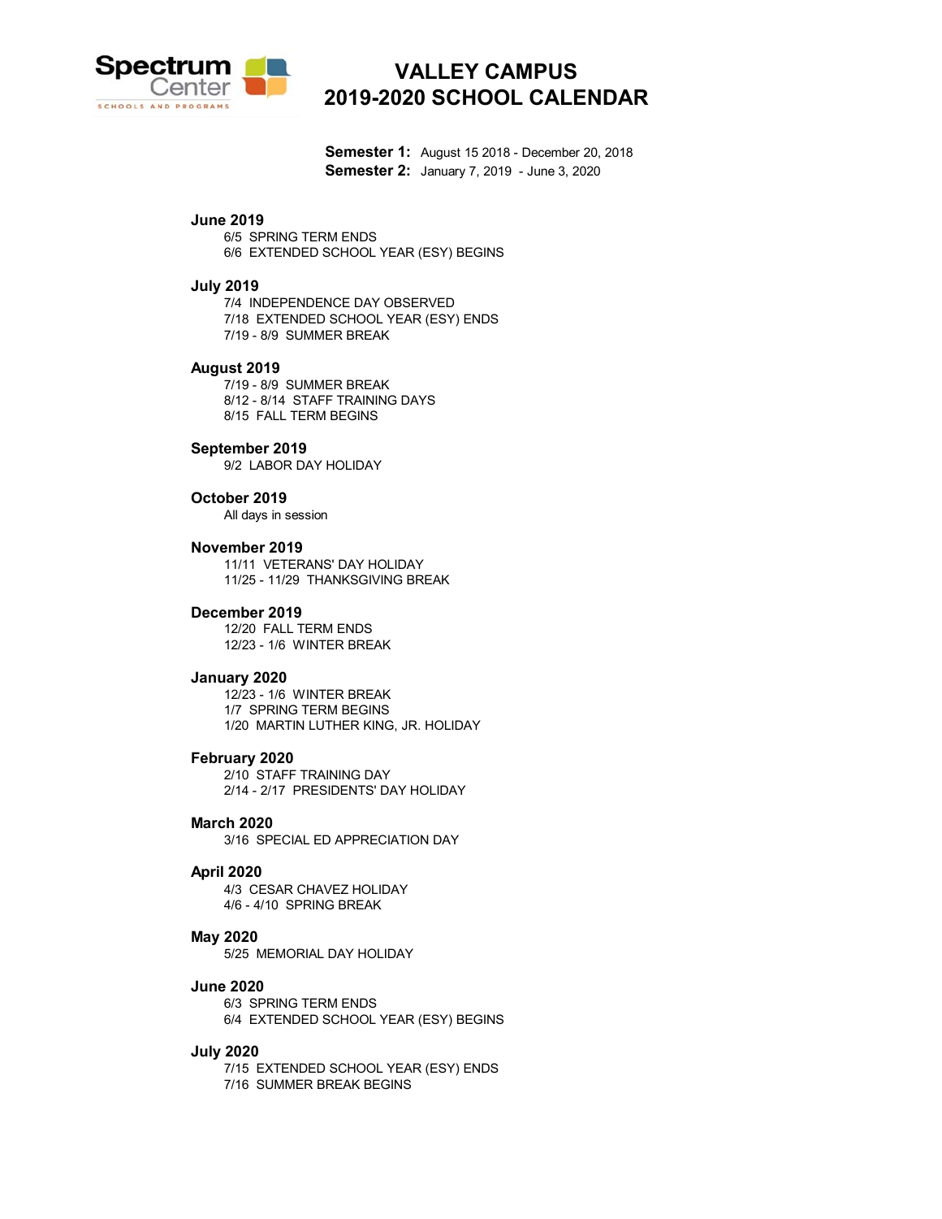# VALLEY CAMPUS
# 2019-2020 SCHOOL CALENDAR

**Semester 1:** August 15 2018 - December 20, 2018
**Semester 2:** January 7, 2019 - June 3, 2020

**June 2019**
- 6/5 SPRING TERM ENDS
- 6/6 EXTENDED SCHOOL YEAR (ESY) BEGINS

**July 2019**
- 7/4 INDEPENDENCE DAY OBSERVED
- 7/18 EXTENDED SCHOOL YEAR (ESY) ENDS
- 7/19 - 8/9 SUMMER BREAK

**August 2019**
- 7/19 - 8/9 SUMMER BREAK
- 8/12 - 8/14 STAFF TRAINING DAYS
- 8/15 FALL TERM BEGINS

**September 2019**
- 9/2 LABOR DAY HOLIDAY

**October 2019**
- All days in session

**November 2019**
- 11/11 VETERANS' DAY HOLIDAY
- 11/25 - 11/29 THANKSGIVING BREAK

**December 2019**
- 12/20 FALL TERM ENDS
- 12/23 - 1/6 WINTER BREAK

**January 2020**
- 12/23 - 1/6 WINTER BREAK
- 1/7 SPRING TERM BEGINS
- 1/20 MARTIN LUTHER KING, JR. HOLIDAY

**February 2020**
- 2/10 STAFF TRAINING DAY
- 2/14 - 2/17 PRESIDENTS' DAY HOLIDAY

**March 2020**
- 3/16 SPECIAL ED APPRECIATION DAY

**April 2020**
- 4/3 CESAR CHAVEZ HOLIDAY
- 4/6 - 4/10 SPRING BREAK

**May 2020**
- 5/25 MEMORIAL DAY HOLIDAY

**June 2020**
- 6/3 SPRING TERM ENDS
- 6/4 EXTENDED SCHOOL YEAR (ESY) BEGINS

**July 2020**
- 7/15 EXTENDED SCHOOL YEAR (ESY) ENDS
- 7/16 SUMMER BREAK BEGINS